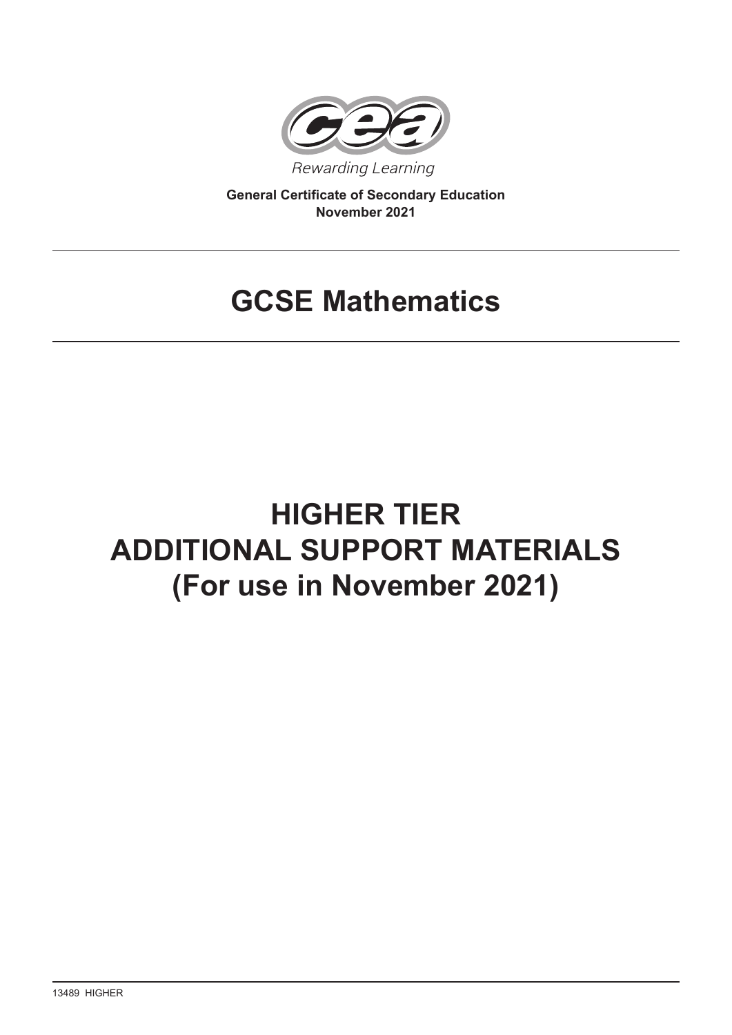Rewarding Learning

**General Certificate of Secondary Education**
**November 2021**

# GCSE Mathematics

# HIGHER TIER
# ADDITIONAL SUPPORT MATERIALS
# (For use in November 2021)

13489 HIGHER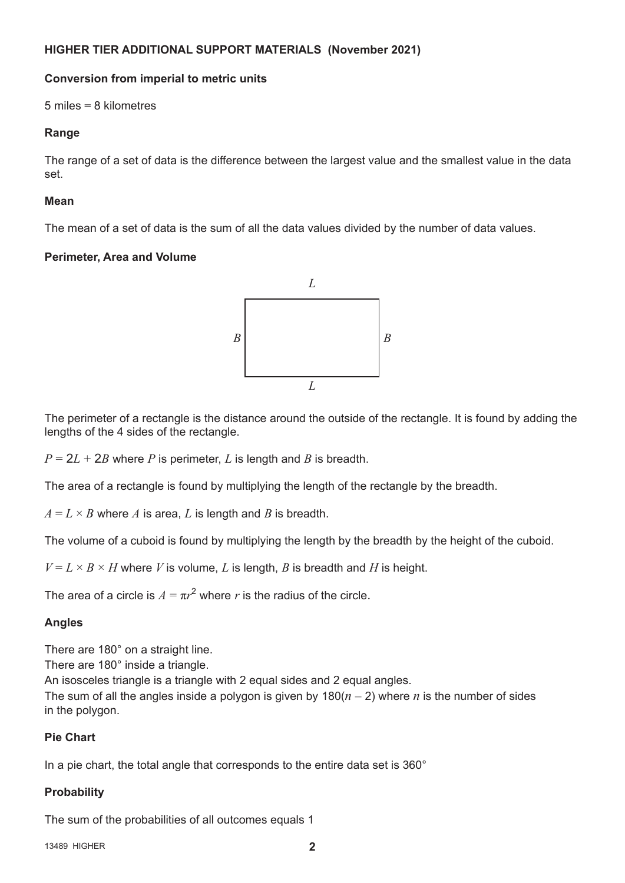**HIGHER TIER ADDITIONAL SUPPORT MATERIALS (November 2021)**

**Conversion from imperial to metric units**

5 miles = 8 kilometres

**Range**

The range of a set of data is the difference between the largest value and the smallest value in the data set.

**Mean**

The mean of a set of data is the sum of all the data values divided by the number of data values.

**Perimeter, Area and Volume**

The perimeter of a rectangle is the distance around the outside of the rectangle. It is found by adding the lengths of the 4 sides of the rectangle.

$P = 2L + 2B$ where $P$ is perimeter, $L$ is length and $B$ is breadth.

The area of a rectangle is found by multiplying the length of the rectangle by the breadth.

$A = L \times B$ where $A$ is area, $L$ is length and $B$ is breadth.

The volume of a cuboid is found by multiplying the length by the breadth by the height of the cuboid.

$V = L \times B \times H$ where $V$ is volume, $L$ is length, $B$ is breadth and $H$ is height.

The area of a circle is $A = \pi r^2$ where $r$ is the radius of the circle.

**Angles**

There are 180° on a straight line.
There are 180° inside a triangle.
An isosceles triangle is a triangle with 2 equal sides and 2 equal angles.
The sum of all the angles inside a polygon is given by $180(n - 2)$ where $n$ is the number of sides in the polygon.

**Pie Chart**

In a pie chart, the total angle that corresponds to the entire data set is 360°

**Probability**

The sum of the probabilities of all outcomes equals 1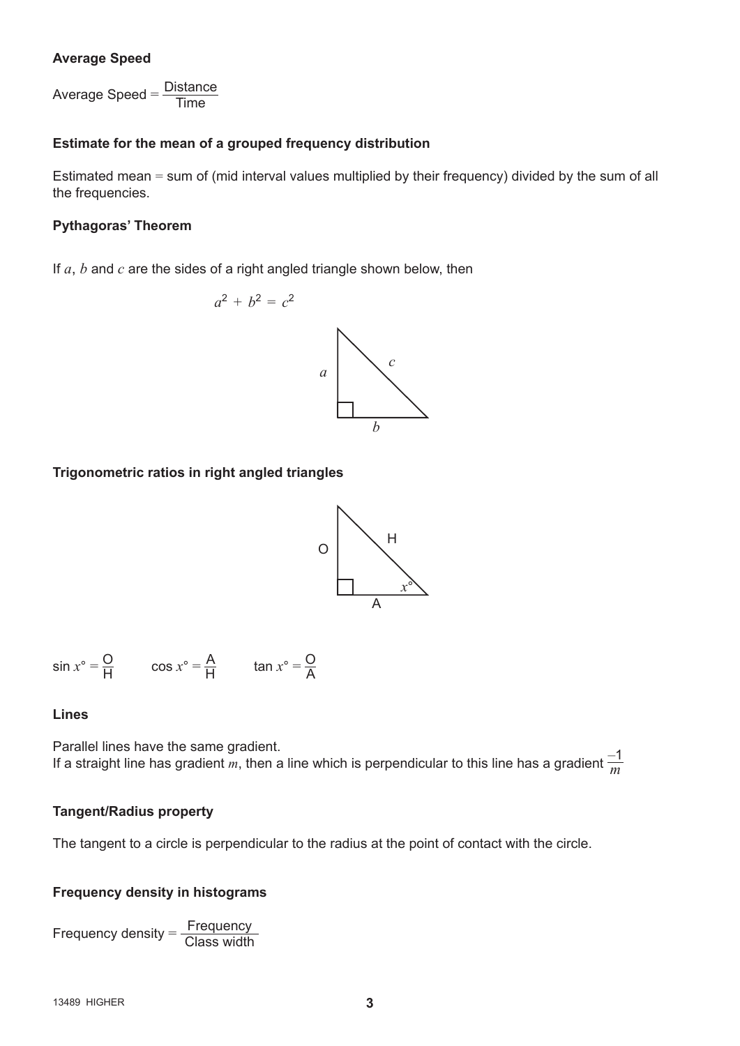**Average Speed**

$$\text{Average Speed} = \frac{\text{Distance}}{\text{Time}}$$

**Estimate for the mean of a grouped frequency distribution**

Estimated mean = sum of (mid interval values multiplied by their frequency) divided by the sum of all the frequencies.

**Pythagoras' Theorem**

If $a$, $b$ and $c$ are the sides of a right angled triangle shown below, then

$$a^2 + b^2 = c^2$$

**Trigonometric ratios in right angled triangles**

$\sin x° = \frac{\text{O}}{\text{H}}$ $\cos x° = \frac{\text{A}}{\text{H}}$ $\tan x° = \frac{\text{O}}{\text{A}}$

**Lines**

Parallel lines have the same gradient.
If a straight line has gradient $m$, then a line which is perpendicular to this line has a gradient $\frac{-1}{m}$

**Tangent/Radius property**

The tangent to a circle is perpendicular to the radius at the point of contact with the circle.

**Frequency density in histograms**

$$\text{Frequency density} = \frac{\text{Frequency}}{\text{Class width}}$$